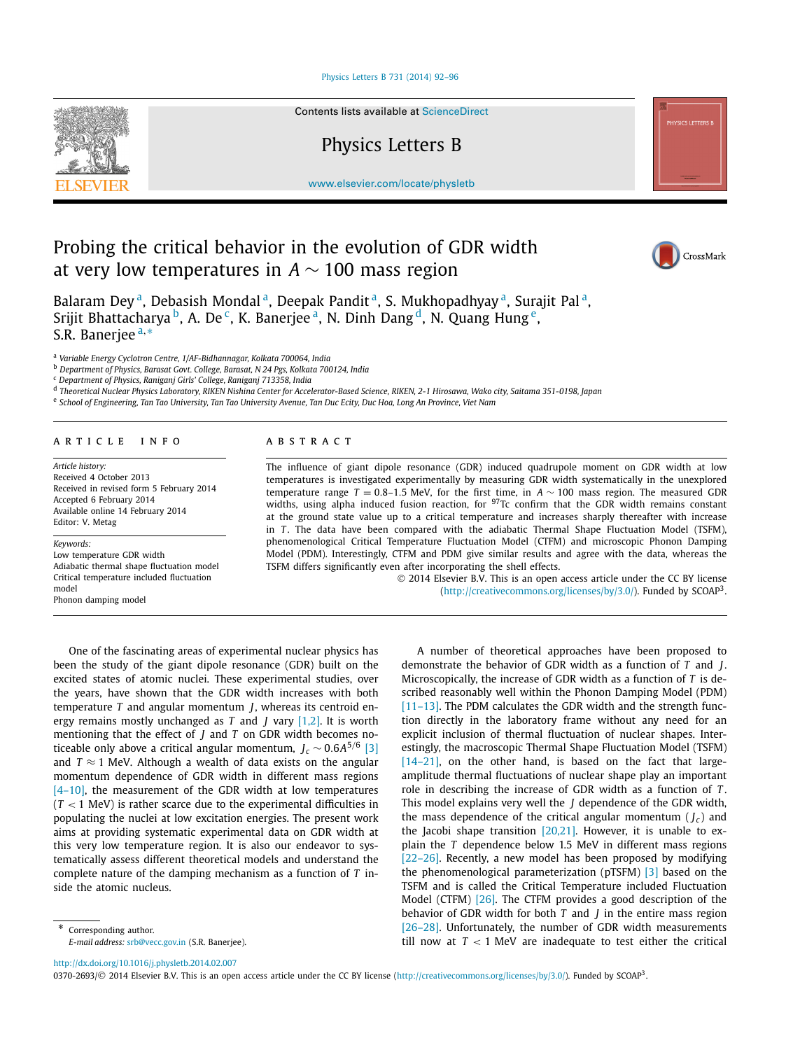# Probing the critical behavior in the evolution of GDR width at very low temperatures in $A \sim 100$ mass region

Balaram Dey [a], Debasish Mondal [a], Deepak Pandit [a], S. Mukhopadhyay [a], Surajit Pal [a], Srijit Bhattacharya [b], A. De [c], K. Banerjee [a], N. Dinh Dang [d], N. Quang Hung [e], S.R. Banerjee [a,*]

[a] Variable Energy Cyclotron Centre, 1/AF-Bidhannagar, Kolkata 700064, India
[b] Department of Physics, Barasat Govt. College, Barasat, N 24 Pgs, Kolkata 700124, India
[c] Department of Physics, Raniganj Girls' College, Raniganj 713358, India
[d] Theoretical Nuclear Physics Laboratory, RIKEN Nishina Center for Accelerator-Based Science, RIKEN, 2-1 Hirosawa, Wako city, Saitama 351-0198, Japan
[e] School of Engineering, Tan Tao University, Tan Tao University Avenue, Tan Duc Ecity, Duc Hoa, Long An Province, Viet Nam

## ARTICLE INFO

*Article history:*
Received 4 October 2013
Received in revised form 5 February 2014
Accepted 6 February 2014
Available online 14 February 2014
Editor: V. Metag

*Keywords:*
Low temperature GDR width
Adiabatic thermal shape fluctuation model
Critical temperature included fluctuation model
Phonon damping model

## ABSTRACT

The influence of giant dipole resonance (GDR) induced quadrupole moment on GDR width at low temperatures is investigated experimentally by measuring GDR width systematically in the unexplored temperature range $T = 0.8$–$1.5$ MeV, for the first time, in $A \sim 100$ mass region. The measured GDR widths, using alpha induced fusion reaction, for $^{97}$Tc confirm that the GDR width remains constant at the ground state value up to a critical temperature and increases sharply thereafter with increase in $T$. The data have been compared with the adiabatic Thermal Shape Fluctuation Model (TSFM), phenomenological Critical Temperature Fluctuation Model (CTFM) and microscopic Phonon Damping Model (PDM). Interestingly, CTFM and PDM give similar results and agree with the data, whereas the TSFM differs significantly even after incorporating the shell effects.

© 2014 Elsevier B.V. This is an open access article under the CC BY license (http://creativecommons.org/licenses/by/3.0/). Funded by SCOAP[3].

One of the fascinating areas of experimental nuclear physics has been the study of the giant dipole resonance (GDR) built on the excited states of atomic nuclei. These experimental studies, over the years, have shown that the GDR width increases with both the temperature $T$ and angular momentum $J$, whereas its centroid energy remains mostly unchanged as $T$ and $J$ vary [1,2]. It is worth mentioning that the effect of $J$ and $T$ on GDR width becomes noticeable only above a critical angular momentum, $J_c \sim 0.6A^{5/6}$ [3] and $T \approx 1$ MeV. Although a wealth of data exists on the angular momentum dependence of GDR width in different mass regions [4–10], the measurement of the GDR width at low temperatures ($T < 1$ MeV) is rather scarce due to the experimental difficulties in populating the nuclei at low excitation energies. The present work aims at providing systematic experimental data on GDR width at this very low temperature region. It is also our endeavor to systematically assess different theoretical models and understand the complete nature of the damping mechanism as a function of $T$ inside the atomic nucleus.

A number of theoretical approaches have been proposed to demonstrate the behavior of GDR width as a function of $T$ and $J$. Microscopically, the increase of GDR width as a function of $T$ is described reasonably well within the Phonon Damping Model (PDM) [11–13]. The PDM calculates the GDR width and the strength function directly in the laboratory frame without any need for an explicit inclusion of thermal fluctuation of nuclear shapes. Interestingly, the macroscopic Thermal Shape Fluctuation Model (TSFM) [14–21], on the other hand, is based on the fact that large-amplitude thermal fluctuations of nuclear shape play an important role in describing the increase of GDR width as a function of $T$. This model explains very well the $J$ dependence of the GDR width, the mass dependence of the critical angular momentum ($J_c$) and the Jacobi shape transition [20,21]. However, it is unable to explain the $T$ dependence below 1.5 MeV in different mass regions [22–26]. Recently, a new model has been proposed by modifying the phenomenological parameterization (pTSFM) [3] based on the TSFM and is called the Critical Temperature included Fluctuation Model (CTFM) [26]. The CTFM provides a good description of the behavior of GDR width for both $T$ and $J$ in the entire mass region [26–28]. Unfortunately, the number of GDR width measurements till now at $T < 1$ MeV are inadequate to test either the critical

* Corresponding author.
*E-mail address:* srb@vecc.gov.in (S.R. Banerjee).

http://dx.doi.org/10.1016/j.physletb.2014.02.007
0370-2693/© 2014 Elsevier B.V. This is an open access article under the CC BY license (http://creativecommons.org/licenses/by/3.0/). Funded by SCOAP[3].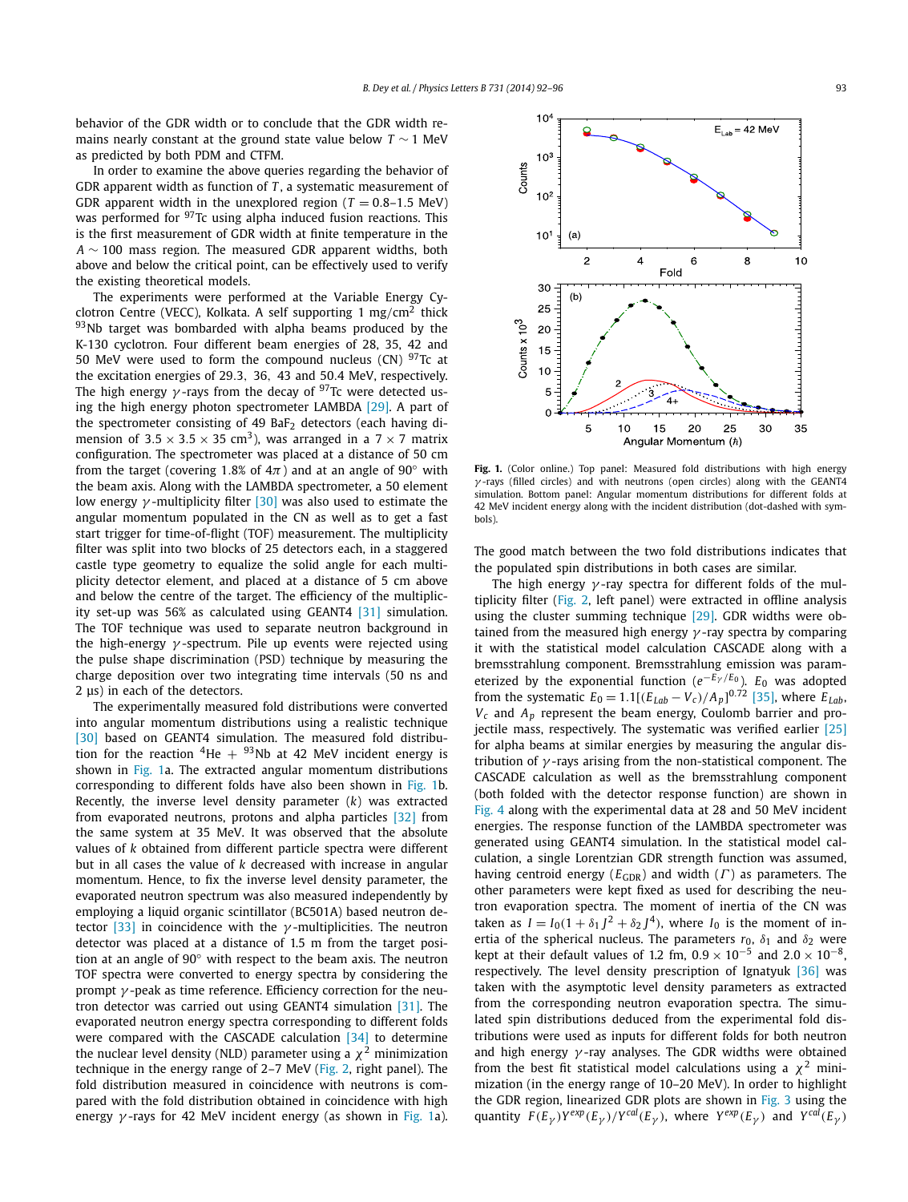behavior of the GDR width or to conclude that the GDR width remains nearly constant at the ground state value below $T \sim 1$ MeV as predicted by both PDM and CTFM.

In order to examine the above queries regarding the behavior of GDR apparent width as function of $T$, a systematic measurement of GDR apparent width in the unexplored region ($T = 0.8$–$1.5$ MeV) was performed for $^{97}$Tc using alpha induced fusion reactions. This is the first measurement of GDR width at finite temperature in the $A \sim 100$ mass region. The measured GDR apparent widths, both above and below the critical point, can be effectively used to verify the existing theoretical models.

The experiments were performed at the Variable Energy Cyclotron Centre (VECC), Kolkata. A self supporting 1 mg/cm$^2$ thick $^{93}$Nb target was bombarded with alpha beams produced by the K-130 cyclotron. Four different beam energies of 28, 35, 42 and 50 MeV were used to form the compound nucleus (CN) $^{97}$Tc at the excitation energies of 29.3, 36, 43 and 50.4 MeV, respectively. The high energy $\gamma$-rays from the decay of $^{97}$Tc were detected using the high energy photon spectrometer LAMBDA [29]. A part of the spectrometer consisting of 49 $BaF_2$ detectors (each having dimension of $3.5 \times 3.5 \times 35$ cm$^3$), was arranged in a $7 \times 7$ matrix configuration. The spectrometer was placed at a distance of 50 cm from the target (covering 1.8% of $4\pi$) and at an angle of 90° with the beam axis. Along with the LAMBDA spectrometer, a 50 element low energy $\gamma$-multiplicity filter [30] was also used to estimate the angular momentum populated in the CN as well as to get a fast start trigger for time-of-flight (TOF) measurement. The multiplicity filter was split into two blocks of 25 detectors each, in a staggered castle type geometry to equalize the solid angle for each multiplicity detector element, and placed at a distance of 5 cm above and below the centre of the target. The efficiency of the multiplicity set-up was 56% as calculated using GEANT4 [31] simulation. The TOF technique was used to separate neutron background in the high-energy $\gamma$-spectrum. Pile up events were rejected using the pulse shape discrimination (PSD) technique by measuring the charge deposition over two integrating time intervals (50 ns and 2 μs) in each of the detectors.

The experimentally measured fold distributions were converted into angular momentum distributions using a realistic technique [30] based on GEANT4 simulation. The measured fold distribution for the reaction $^4$He + $^{93}$Nb at 42 MeV incident energy is shown in Fig. 1a. The extracted angular momentum distributions corresponding to different folds have also been shown in Fig. 1b. Recently, the inverse level density parameter ($k$) was extracted from evaporated neutrons, protons and alpha particles [32] from the same system at 35 MeV. It was observed that the absolute values of $k$ obtained from different particle spectra were different but in all cases the value of $k$ decreased with increase in angular momentum. Hence, to fix the inverse level density parameter, the evaporated neutron spectrum was also measured independently by employing a liquid organic scintillator (BC501A) based neutron detector [33] in coincidence with the $\gamma$-multiplicities. The neutron detector was placed at a distance of 1.5 m from the target position at an angle of 90° with respect to the beam axis. The neutron TOF spectra were converted to energy spectra by considering the prompt $\gamma$-peak as time reference. Efficiency correction for the neutron detector was carried out using GEANT4 simulation [31]. The evaporated neutron energy spectra corresponding to different folds were compared with the CASCADE calculation [34] to determine the nuclear level density (NLD) parameter using a $\chi^2$ minimization technique in the energy range of 2–7 MeV (Fig. 2, right panel). The fold distribution measured in coincidence with neutrons is compared with the fold distribution obtained in coincidence with high energy $\gamma$-rays for 42 MeV incident energy (as shown in Fig. 1a).

**Fig. 1.** (Color online.) Top panel: Measured fold distributions with high energy $\gamma$-rays (filled circles) and with neutrons (open circles) along with the GEANT4 simulation. Bottom panel: Angular momentum distributions for different folds at 42 MeV incident energy along with the incident distribution (dot-dashed with symbols).

The good match between the two fold distributions indicates that the populated spin distributions in both cases are similar.

The high energy $\gamma$-ray spectra for different folds of the multiplicity filter (Fig. 2, left panel) were extracted in offline analysis using the cluster summing technique [29]. GDR widths were obtained from the measured high energy $\gamma$-ray spectra by comparing it with the statistical model calculation CASCADE along with a bremsstrahlung component. Bremsstrahlung emission was parameterized by the exponential function ($e^{-E_\gamma/E_0}$). $E_0$ was adopted from the systematic $E_0 = 1.1[(E_{Lab} - V_c)/A_p]^{0.72}$ [35], where $E_{Lab}$, $V_c$ and $A_p$ represent the beam energy, Coulomb barrier and projectile mass, respectively. The systematic was verified earlier [25] for alpha beams at similar energies by measuring the angular distribution of $\gamma$-rays arising from the non-statistical component. The CASCADE calculation as well as the bremsstrahlung component (both folded with the detector response function) are shown in Fig. 4 along with the experimental data at 28 and 50 MeV incident energies. The response function of the LAMBDA spectrometer was generated using GEANT4 simulation. In the statistical model calculation, a single Lorentzian GDR strength function was assumed, having centroid energy ($E_{\mathrm{GDR}}$) and width ($\Gamma$) as parameters. The other parameters were kept fixed as used for describing the neutron evaporation spectra. The moment of inertia of the CN was taken as $I = I_0(1 + \delta_1 J^2 + \delta_2 J^4)$, where $I_0$ is the moment of inertia of the spherical nucleus. The parameters $r_0$, $\delta_1$ and $\delta_2$ were kept at their default values of 1.2 fm, $0.9 \times 10^{-5}$ and $2.0 \times 10^{-8}$, respectively. The level density prescription of Ignatyuk [36] was taken with the asymptotic level density parameters as extracted from the corresponding neutron evaporation spectra. The simulated spin distributions deduced from the experimental fold distributions were used as inputs for different folds for both neutron and high energy $\gamma$-ray analyses. The GDR widths were obtained from the best fit statistical model calculations using a $\chi^2$ minimization (in the energy range of 10–20 MeV). In order to highlight the GDR region, linearized GDR plots are shown in Fig. 3 using the quantity $F(E_\gamma)Y^{exp}(E_\gamma)/Y^{cal}(E_\gamma)$, where $Y^{exp}(E_\gamma)$ and $Y^{cal}(E_\gamma)$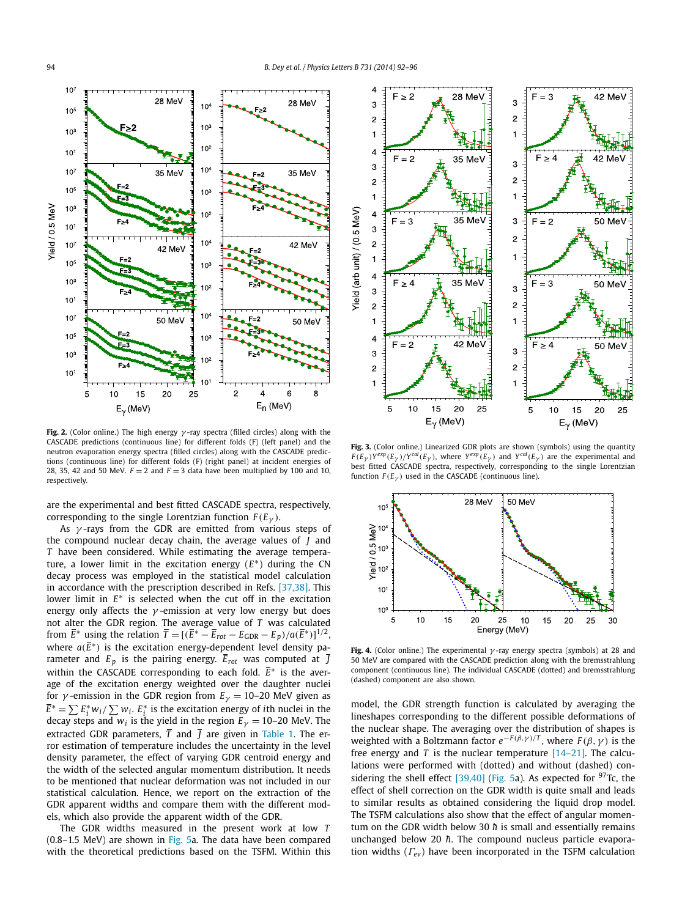**Fig. 2.** (Color online.) The high energy $\gamma$-ray spectra (filled circles) along with the CASCADE predictions (continuous line) for different folds (F) (left panel) and the neutron evaporation energy spectra (filled circles) along with the CASCADE predictions (continuous line) for different folds (F) (right panel) at incident energies of 28, 35, 42 and 50 MeV. $F = 2$ and $F = 3$ data have been multiplied by 100 and 10, respectively.

**Fig. 3.** (Color online.) Linearized GDR plots are shown (symbols) using the quantity $F(E_\gamma)Y^{exp}(E_\gamma)/Y^{cal}(E_\gamma)$, where $Y^{exp}(E_\gamma)$ and $Y^{cal}(E_\gamma)$ are the experimental and best fitted CASCADE spectra, respectively, corresponding to the single Lorentzian function $F(E_\gamma)$ used in the CASCADE (continuous line).

are the experimental and best fitted CASCADE spectra, respectively, corresponding to the single Lorentzian function $F(E_\gamma)$.

As $\gamma$-rays from the GDR are emitted from various steps of the compound nuclear decay chain, the average values of $J$ and $T$ have been considered. While estimating the average temperature, a lower limit in the excitation energy ($E^*$) during the CN decay process was employed in the statistical model calculation in accordance with the prescription described in Refs. [37,38]. This lower limit in $E^*$ is selected when the cut off in the excitation energy only affects the $\gamma$-emission at very low energy but does not alter the GDR region. The average value of $T$ was calculated from $\bar{E}^*$ using the relation $\bar{T} = [(\bar{E}^* - \bar{E}_{rot} - E_{\mathrm{GDR}} - E_p)/a(\bar{E}^*)]^{1/2}$, where $a(\bar{E}^*)$ is the excitation energy-dependent level density parameter and $E_p$ is the pairing energy. $\bar{E}_{rot}$ was computed at $\bar{J}$ within the CASCADE corresponding to each fold. $\bar{E}^*$ is the average of the excitation energy weighted over the daughter nuclei for $\gamma$-emission in the GDR region from $E_\gamma = 10$–$20$ MeV given as $\bar{E}^* = \sum E_i^* w_i / \sum w_i$. $E_i^*$ is the excitation energy of $i$th nuclei in the decay steps and $w_i$ is the yield in the region $E_\gamma = 10$–$20$ MeV. The extracted GDR parameters, $\bar{T}$ and $\bar{J}$ are given in Table 1. The error estimation of temperature includes the uncertainty in the level density parameter, the effect of varying GDR centroid energy and the width of the selected angular momentum distribution. It needs to be mentioned that nuclear deformation was not included in our statistical calculation. Hence, we report on the extraction of the GDR apparent widths and compare them with the different models, which also provide the apparent width of the GDR.

The GDR widths measured in the present work at low $T$ (0.8–1.5 MeV) are shown in Fig. 5a. The data have been compared with the theoretical predictions based on the TSFM. Within this

**Fig. 4.** (Color online.) The experimental $\gamma$-ray energy spectra (symbols) at 28 and 50 MeV are compared with the CASCADE prediction along with the bremsstrahlung component (continuous line). The individual CASCADE (dotted) and bremsstrahlung (dashed) component are also shown.

model, the GDR strength function is calculated by averaging the lineshapes corresponding to the different possible deformations of the nuclear shape. The averaging over the distribution of shapes is weighted with a Boltzmann factor $e^{-F(\beta,\gamma)/T}$, where $F(\beta,\gamma)$ is the free energy and $T$ is the nuclear temperature [14–21]. The calculations were performed with (dotted) and without (dashed) considering the shell effect [39,40] (Fig. 5a). As expected for $^{97}$Tc, the effect of shell correction on the GDR width is quite small and leads to similar results as obtained considering the liquid drop model. The TSFM calculations also show that the effect of angular momentum on the GDR width below 30 $\hbar$ is small and essentially remains unchanged below 20 $\hbar$. The compound nucleus particle evaporation widths ($\Gamma_{ev}$) have been incorporated in the TSFM calculation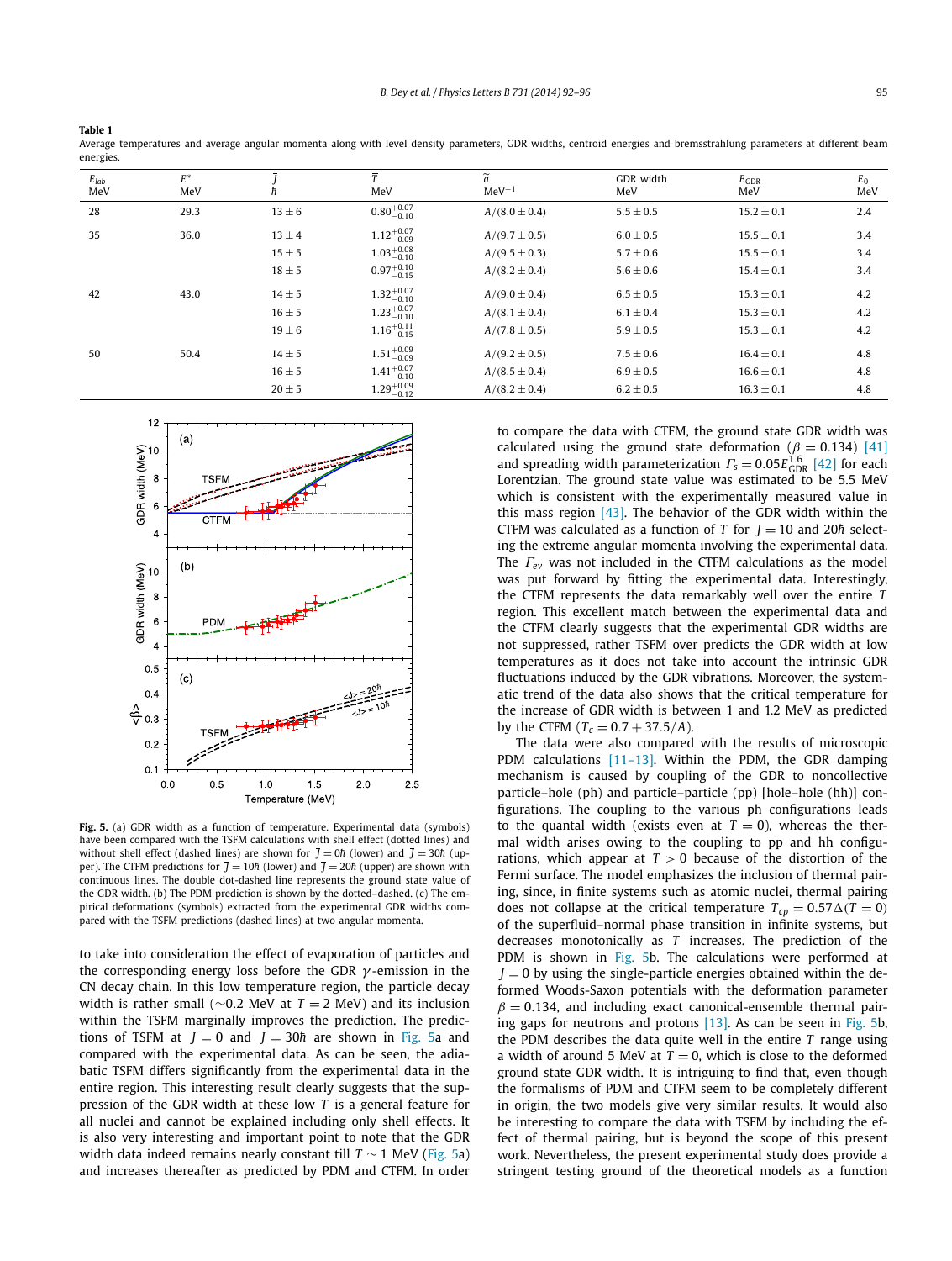**Table 1**
Average temperatures and average angular momenta along with level density parameters, GDR widths, centroid energies and bremsstrahlung parameters at different beam energies.

| $E_{lab}$ MeV | $E^*$ MeV | $\bar{J}$ $\hbar$ | $\bar{T}$ MeV | $\tilde{a}$ MeV$^{-1}$ | GDR width MeV | $E_{GDR}$ MeV | $E_0$ MeV |
|---|---|---|---|---|---|---|---|
| 28 | 29.3 | $13 \pm 6$ | $0.80^{+0.07}_{-0.10}$ | $A/(8.0 \pm 0.4)$ | $5.5 \pm 0.5$ | $15.2 \pm 0.1$ | 2.4 |
| 35 | 36.0 | $13 \pm 4$ | $1.12^{+0.07}_{-0.09}$ | $A/(9.7 \pm 0.5)$ | $6.0 \pm 0.5$ | $15.5 \pm 0.1$ | 3.4 |
| | | $15 \pm 5$ | $1.03^{+0.08}_{-0.10}$ | $A/(9.5 \pm 0.3)$ | $5.7 \pm 0.6$ | $15.5 \pm 0.1$ | 3.4 |
| | | $18 \pm 5$ | $0.97^{+0.10}_{-0.15}$ | $A/(8.2 \pm 0.4)$ | $5.6 \pm 0.6$ | $15.4 \pm 0.1$ | 3.4 |
| 42 | 43.0 | $14 \pm 5$ | $1.32^{+0.07}_{-0.10}$ | $A/(9.0 \pm 0.4)$ | $6.5 \pm 0.5$ | $15.3 \pm 0.1$ | 4.2 |
| | | $16 \pm 5$ | $1.23^{+0.07}_{-0.10}$ | $A/(8.1 \pm 0.4)$ | $6.1 \pm 0.4$ | $15.3 \pm 0.1$ | 4.2 |
| | | $19 \pm 6$ | $1.16^{+0.11}_{-0.15}$ | $A/(7.8 \pm 0.5)$ | $5.9 \pm 0.5$ | $15.3 \pm 0.1$ | 4.2 |
| 50 | 50.4 | $14 \pm 5$ | $1.51^{+0.09}_{-0.09}$ | $A/(9.2 \pm 0.5)$ | $7.5 \pm 0.6$ | $16.4 \pm 0.1$ | 4.8 |
| | | $16 \pm 5$ | $1.41^{+0.07}_{-0.10}$ | $A/(8.5 \pm 0.4)$ | $6.9 \pm 0.5$ | $16.6 \pm 0.1$ | 4.8 |
| | | $20 \pm 5$ | $1.29^{+0.09}_{-0.12}$ | $A/(8.2 \pm 0.4)$ | $6.2 \pm 0.5$ | $16.3 \pm 0.1$ | 4.8 |

**Fig. 5.** (a) GDR width as a function of temperature. Experimental data (symbols) have been compared with the TSFM calculations with shell effect (dotted lines) and without shell effect (dashed lines) are shown for $\bar{J} = 0\hbar$ (lower) and $\bar{J} = 30\hbar$ (upper). The CTFM predictions for $\bar{J} = 10\hbar$ (lower) and $\bar{J} = 20\hbar$ (upper) are shown with continuous lines. The double dot-dashed line represents the ground state value of the GDR width. (b) The PDM prediction is shown by the dotted–dashed. (c) The empirical deformations (symbols) extracted from the experimental GDR widths compared with the TSFM predictions (dashed lines) at two angular momenta.

to take into consideration the effect of evaporation of particles and the corresponding energy loss before the GDR $\gamma$-emission in the CN decay chain. In this low temperature region, the particle decay width is rather small ($\sim$0.2 MeV at $T = 2$ MeV) and its inclusion within the TSFM marginally improves the prediction. The predictions of TSFM at $J = 0$ and $J = 30\hbar$ are shown in Fig. 5a and compared with the experimental data. As can be seen, the adiabatic TSFM differs significantly from the experimental data in the entire region. This interesting result clearly suggests that the suppression of the GDR width at these low $T$ is a general feature for all nuclei and cannot be explained including only shell effects. It is also very interesting and important point to note that the GDR width data indeed remains nearly constant till $T \sim 1$ MeV (Fig. 5a) and increases thereafter as predicted by PDM and CTFM. In order to compare the data with CTFM, the ground state GDR width was calculated using the ground state deformation ($\beta = 0.134$) [41] and spreading width parameterization $\Gamma_s = 0.05E_{GDR}^{1.6}$ [42] for each Lorentzian. The ground state value was estimated to be 5.5 MeV which is consistent with the experimentally measured value in this mass region [43]. The behavior of the GDR width within the CTFM was calculated as a function of $T$ for $J = 10$ and $20\hbar$ selecting the extreme angular momenta involving the experimental data. The $\Gamma_{ev}$ was not included in the CTFM calculations as the model was put forward by fitting the experimental data. Interestingly, the CTFM represents the data remarkably well over the entire $T$ region. This excellent match between the experimental data and the CTFM clearly suggests that the experimental GDR widths are not suppressed, rather TSFM over predicts the GDR width at low temperatures as it does not take into account the intrinsic GDR fluctuations induced by the GDR vibrations. Moreover, the systematic trend of the data also shows that the critical temperature for the increase of GDR width is between 1 and 1.2 MeV as predicted by the CTFM ($T_c = 0.7 + 37.5/A$).

The data were also compared with the results of microscopic PDM calculations [11–13]. Within the PDM, the GDR damping mechanism is caused by coupling of the GDR to noncollective particle–hole (ph) and particle–particle (pp) [hole–hole (hh)] configurations. The coupling to the various ph configurations leads to the quantal width (exists even at $T = 0$), whereas the thermal width arises owing to the coupling to pp and hh configurations, which appear at $T > 0$ because of the distortion of the Fermi surface. The model emphasizes the inclusion of thermal pairing, since, in finite systems such as atomic nuclei, thermal pairing does not collapse at the critical temperature $T_{cp} = 0.57\Delta(T = 0)$ of the superfluid–normal phase transition in infinite systems, but decreases monotonically as $T$ increases. The prediction of the PDM is shown in Fig. 5b. The calculations were performed at $J = 0$ by using the single-particle energies obtained within the deformed Woods-Saxon potentials with the deformation parameter $\beta = 0.134$, and including exact canonical-ensemble thermal pairing gaps for neutrons and protons [13]. As can be seen in Fig. 5b, the PDM describes the data quite well in the entire $T$ range using a width of around 5 MeV at $T = 0$, which is close to the deformed ground state GDR width. It is intriguing to find that, even though the formalisms of PDM and CTFM seem to be completely different in origin, the two models give very similar results. It would also be interesting to compare the data with TSFM by including the effect of thermal pairing, but is beyond the scope of this present work. Nevertheless, the present experimental study does provide a stringent testing ground of the theoretical models as a function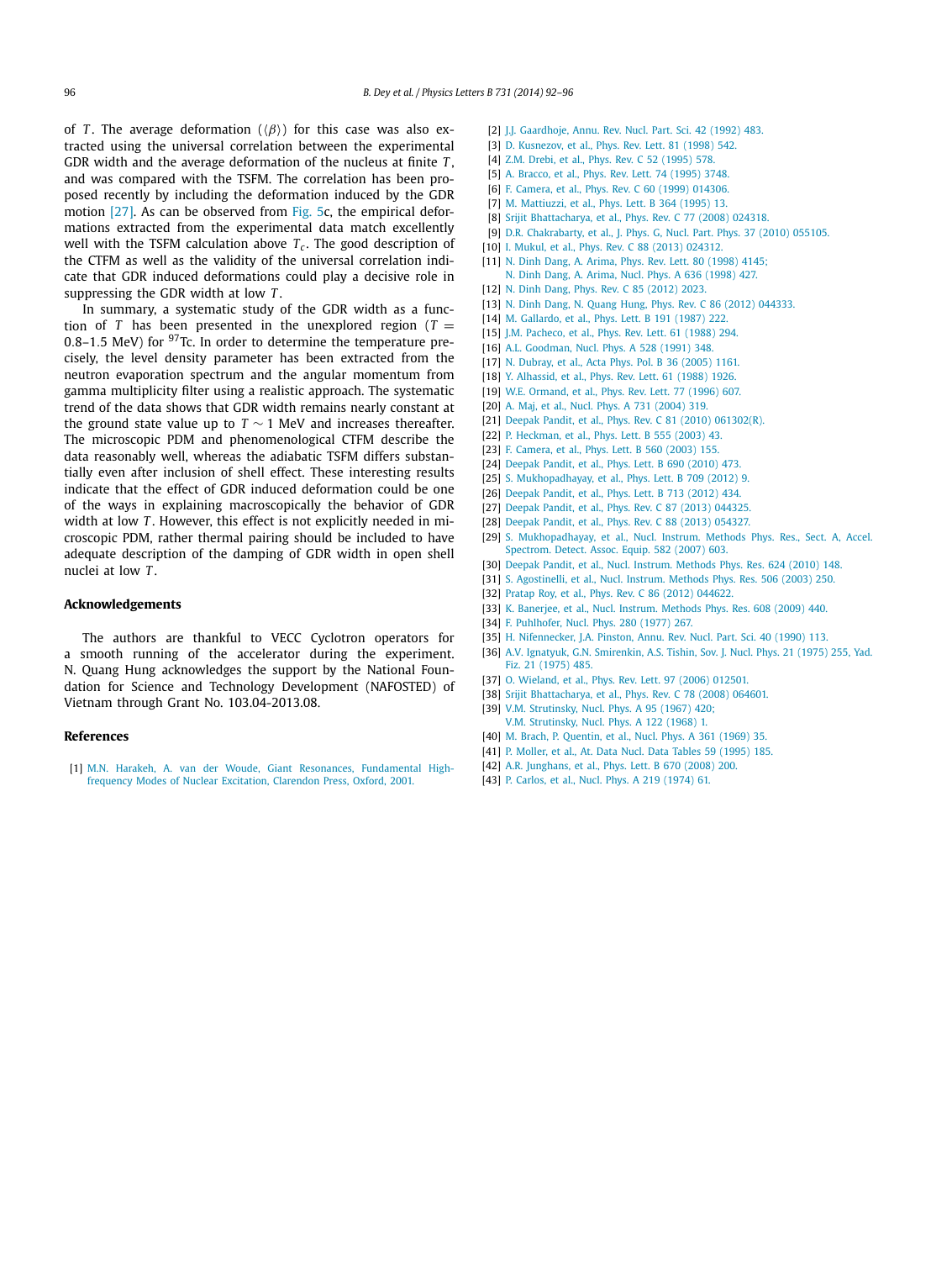of $T$. The average deformation ($\langle\beta\rangle$) for this case was also extracted using the universal correlation between the experimental GDR width and the average deformation of the nucleus at finite $T$, and was compared with the TSFM. The correlation has been proposed recently by including the deformation induced by the GDR motion [27]. As can be observed from Fig. 5c, the empirical deformations extracted from the experimental data match excellently well with the TSFM calculation above $T_c$. The good description of the CTFM as well as the validity of the universal correlation indicate that GDR induced deformations could play a decisive role in suppressing the GDR width at low $T$.

In summary, a systematic study of the GDR width as a function of $T$ has been presented in the unexplored region ($T = 0.8$–$1.5$ MeV) for $^{97}$Tc. In order to determine the temperature precisely, the level density parameter has been extracted from the neutron evaporation spectrum and the angular momentum from gamma multiplicity filter using a realistic approach. The systematic trend of the data shows that GDR width remains nearly constant at the ground state value up to $T \sim 1$ MeV and increases thereafter. The microscopic PDM and phenomenological CTFM describe the data reasonably well, whereas the adiabatic TSFM differs substantially even after inclusion of shell effect. These interesting results indicate that the effect of GDR induced deformation could be one of the ways in explaining macroscopically the behavior of GDR width at low $T$. However, this effect is not explicitly needed in microscopic PDM, rather thermal pairing should be included to have adequate description of the damping of GDR width in open shell nuclei at low $T$.

## Acknowledgements

The authors are thankful to VECC Cyclotron operators for a smooth running of the accelerator during the experiment. N. Quang Hung acknowledges the support by the National Foundation for Science and Technology Development (NAFOSTED) of Vietnam through Grant No. 103.04-2013.08.

## References

[1] M.N. Harakeh, A. van der Woude, Giant Resonances, Fundamental High-frequency Modes of Nuclear Excitation, Clarendon Press, Oxford, 2001.
[2] J.J. Gaardhoje, Annu. Rev. Nucl. Part. Sci. 42 (1992) 483.
[3] D. Kusnezov, et al., Phys. Rev. Lett. 81 (1998) 542.
[4] Z.M. Drebi, et al., Phys. Rev. C 52 (1995) 578.
[5] A. Bracco, et al., Phys. Rev. Lett. 74 (1995) 3748.
[6] F. Camera, et al., Phys. Rev. C 60 (1999) 014306.
[7] M. Mattiuzzi, et al., Phys. Lett. B 364 (1995) 13.
[8] Srijit Bhattacharya, et al., Phys. Rev. C 77 (2008) 024318.
[9] D.R. Chakrabarty, et al., J. Phys. G, Nucl. Part. Phys. 37 (2010) 055105.
[10] I. Mukul, et al., Phys. Rev. C 88 (2013) 024312.
[11] N. Dinh Dang, A. Arima, Phys. Rev. Lett. 80 (1998) 4145;
N. Dinh Dang, A. Arima, Nucl. Phys. A 636 (1998) 427.
[12] N. Dinh Dang, Phys. Rev. C 85 (2012) 2023.
[13] N. Dinh Dang, N. Quang Hung, Phys. Rev. C 86 (2012) 044333.
[14] M. Gallardo, et al., Phys. Lett. B 191 (1987) 222.
[15] J.M. Pacheco, et al., Phys. Rev. Lett. 61 (1988) 294.
[16] A.L. Goodman, Nucl. Phys. A 528 (1991) 348.
[17] N. Dubray, et al., Acta Phys. Pol. B 36 (2005) 1161.
[18] Y. Alhassid, et al., Phys. Rev. Lett. 61 (1988) 1926.
[19] W.E. Ormand, et al., Phys. Rev. Lett. 77 (1996) 607.
[20] A. Maj, et al., Nucl. Phys. A 731 (2004) 319.
[21] Deepak Pandit, et al., Phys. Rev. C 81 (2010) 061302(R).
[22] P. Heckman, et al., Phys. Lett. B 555 (2003) 43.
[23] F. Camera, et al., Phys. Lett. B 560 (2003) 155.
[24] Deepak Pandit, et al., Phys. Lett. B 690 (2010) 473.
[25] S. Mukhopadhayay, et al., Phys. Lett. B 709 (2012) 9.
[26] Deepak Pandit, et al., Phys. Lett. B 713 (2012) 434.
[27] Deepak Pandit, et al., Phys. Rev. C 87 (2013) 044325.
[28] Deepak Pandit, et al., Phys. Rev. C 88 (2013) 054327.
[29] S. Mukhopadhayay, et al., Nucl. Instrum. Methods Phys. Res., Sect. A, Accel. Spectrom. Detect. Assoc. Equip. 582 (2007) 603.
[30] Deepak Pandit, et al., Nucl. Instrum. Methods Phys. Res. 624 (2010) 148.
[31] S. Agostinelli, et al., Nucl. Instrum. Methods Phys. Res. 506 (2003) 250.
[32] Pratap Roy, et al., Phys. Rev. C 86 (2012) 044622.
[33] K. Banerjee, et al., Nucl. Instrum. Methods Phys. Res. 608 (2009) 440.
[34] F. Puhlhofer, Nucl. Phys. 280 (1977) 267.
[35] H. Nifenecker, J.A. Pinston, Annu. Rev. Nucl. Part. Sci. 40 (1990) 113.
[36] A.V. Ignatyuk, G.N. Smirenkin, A.S. Tishin, Sov. J. Nucl. Phys. 21 (1975) 255, Yad. Fiz. 21 (1975) 485.
[37] O. Wieland, et al., Phys. Rev. Lett. 97 (2006) 012501.
[38] Srijit Bhattacharya, et al., Phys. Rev. C 78 (2008) 064601.
[39] V.M. Strutinsky, Nucl. Phys. A 95 (1967) 420;
V.M. Strutinsky, Nucl. Phys. A 122 (1968) 1.
[40] M. Brach, P. Quentin, et al., Nucl. Phys. A 361 (1969) 35.
[41] P. Moller, et al., At. Data Nucl. Data Tables 59 (1995) 185.
[42] A.R. Junghans, et al., Phys. Lett. B 670 (2008) 200.
[43] P. Carlos, et al., Nucl. Phys. A 219 (1974) 61.